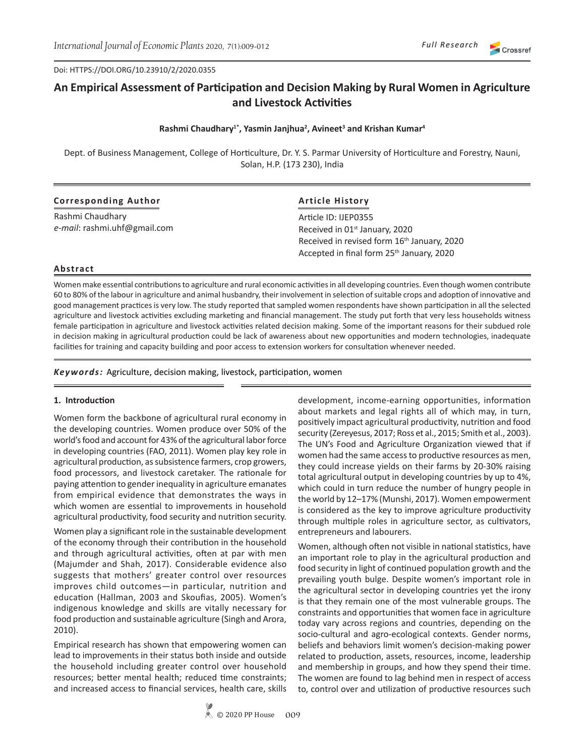Doi: HTTPS://DOI.ORG/10.23910/2/2020.0355

# An Empirical Assessment of Participation and Decision Making by Rural Women in Agriculture and Livestock Activities

**Rashmi Chaudhary[1*], Yasmin Janjhua[2], Avineet[3] and Krishan Kumar[4]**

Dept. of Business Management, College of Horticulture, Dr. Y. S. Parmar University of Horticulture and Forestry, Nauni, Solan, H.P. (173 230), India

**Corresponding Author**

Rashmi Chaudhary
*e-mail*: rashmi.uhf@gmail.com

**Article History**

Article ID: IJEP0355
Received in 01st January, 2020
Received in revised form 16th January, 2020
Accepted in final form 25th January, 2020

## Abstract

Women make essential contributions to agriculture and rural economic activities in all developing countries. Even though women contribute 60 to 80% of the labour in agriculture and animal husbandry, their involvement in selection of suitable crops and adoption of innovative and good management practices is very low. The study reported that sampled women respondents have shown participation in all the selected agriculture and livestock activities excluding marketing and financial management. The study put forth that very less households witness female participation in agriculture and livestock activities related decision making. Some of the important reasons for their subdued role in decision making in agricultural production could be lack of awareness about new opportunities and modern technologies, inadequate facilities for training and capacity building and poor access to extension workers for consultation whenever needed.

***Keywords:*** Agriculture, decision making, livestock, participation, women

## 1. Introduction

Women form the backbone of agricultural rural economy in the developing countries. Women produce over 50% of the world's food and account for 43% of the agricultural labor force in developing countries (FAO, 2011). Women play key role in agricultural production, as subsistence farmers, crop growers, food processors, and livestock caretaker. The rationale for paying attention to gender inequality in agriculture emanates from empirical evidence that demonstrates the ways in which women are essential to improvements in household agricultural productivity, food security and nutrition security.

Women play a significant role in the sustainable development of the economy through their contribution in the household and through agricultural activities, often at par with men (Majumder and Shah, 2017). Considerable evidence also suggests that mothers' greater control over resources improves child outcomes—in particular, nutrition and education (Hallman, 2003 and Skoufias, 2005). Women's indigenous knowledge and skills are vitally necessary for food production and sustainable agriculture (Singh and Arora, 2010).

Empirical research has shown that empowering women can lead to improvements in their status both inside and outside the household including greater control over household resources; better mental health; reduced time constraints; and increased access to financial services, health care, skills development, income-earning opportunities, information about markets and legal rights all of which may, in turn, positively impact agricultural productivity, nutrition and food security (Zereyesus, 2017; Ross et al., 2015; Smith et al., 2003). The UN's Food and Agriculture Organization viewed that if women had the same access to productive resources as men, they could increase yields on their farms by 20-30% raising total agricultural output in developing countries by up to 4%, which could in turn reduce the number of hungry people in the world by 12–17% (Munshi, 2017). Women empowerment is considered as the key to improve agriculture productivity through multiple roles in agriculture sector, as cultivators, entrepreneurs and labourers.

Women, although often not visible in national statistics, have an important role to play in the agricultural production and food security in light of continued population growth and the prevailing youth bulge. Despite women's important role in the agricultural sector in developing countries yet the irony is that they remain one of the most vulnerable groups. The constraints and opportunities that women face in agriculture today vary across regions and countries, depending on the socio-cultural and agro-ecological contexts. Gender norms, beliefs and behaviors limit women's decision-making power related to production, assets, resources, income, leadership and membership in groups, and how they spend their time. The women are found to lag behind men in respect of access to, control over and utilization of productive resources such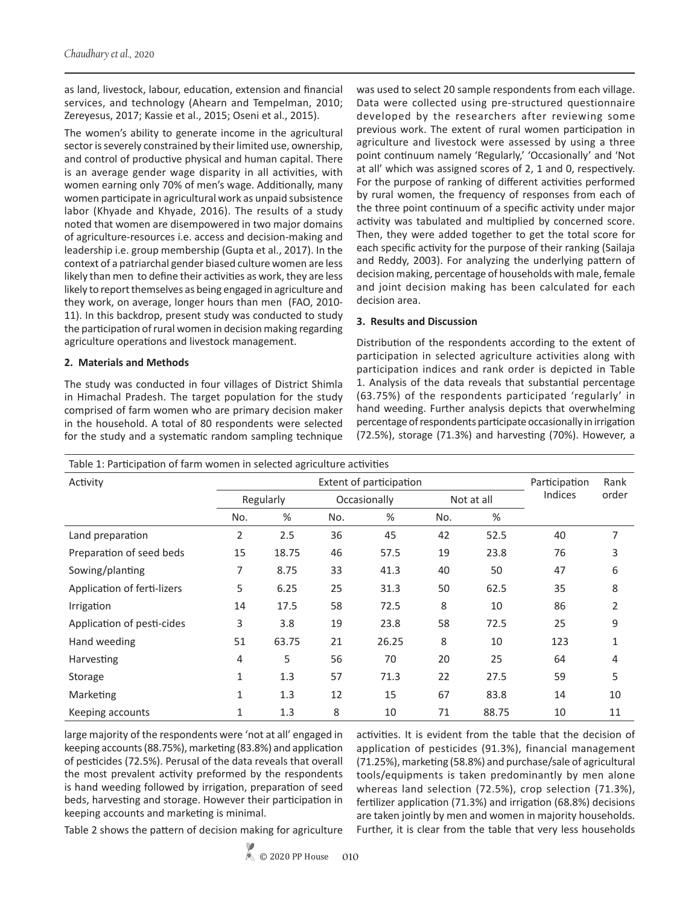as land, livestock, labour, education, extension and financial services, and technology (Ahearn and Tempelman, 2010; Zereyesus, 2017; Kassie et al., 2015; Oseni et al., 2015).

The women's ability to generate income in the agricultural sector is severely constrained by their limited use, ownership, and control of productive physical and human capital. There is an average gender wage disparity in all activities, with women earning only 70% of men's wage. Additionally, many women participate in agricultural work as unpaid subsistence labor (Khyade and Khyade, 2016). The results of a study noted that women are disempowered in two major domains of agriculture-resources i.e. access and decision-making and leadership i.e. group membership (Gupta et al., 2017). In the context of a patriarchal gender biased culture women are less likely than men to define their activities as work, they are less likely to report themselves as being engaged in agriculture and they work, on average, longer hours than men (FAO, 2010-11). In this backdrop, present study was conducted to study the participation of rural women in decision making regarding agriculture operations and livestock management.

## 2. Materials and Methods

The study was conducted in four villages of District Shimla in Himachal Pradesh. The target population for the study comprised of farm women who are primary decision maker in the household. A total of 80 respondents were selected for the study and a systematic random sampling technique was used to select 20 sample respondents from each village. Data were collected using pre-structured questionnaire developed by the researchers after reviewing some previous work. The extent of rural women participation in agriculture and livestock were assessed by using a three point continuum namely 'Regularly,' 'Occasionally' and 'Not at all' which was assigned scores of 2, 1 and 0, respectively. For the purpose of ranking of different activities performed by rural women, the frequency of responses from each of the three point continuum of a specific activity under major activity was tabulated and multiplied by concerned score. Then, they were added together to get the total score for each specific activity for the purpose of their ranking (Sailaja and Reddy, 2003). For analyzing the underlying pattern of decision making, percentage of households with male, female and joint decision making has been calculated for each decision area.

## 3. Results and Discussion

Distribution of the respondents according to the extent of participation in selected agriculture activities along with participation indices and rank order is depicted in Table 1. Analysis of the data reveals that substantial percentage (63.75%) of the respondents participated 'regularly' in hand weeding. Further analysis depicts that overwhelming percentage of respondents participate occasionally in irrigation (72.5%), storage (71.3%) and harvesting (70%). However, a large majority of the respondents were 'not at all' engaged in keeping accounts (88.75%), marketing (83.8%) and application of pesticides (72.5%). Perusal of the data reveals that overall the most prevalent activity preformed by the respondents is hand weeding followed by irrigation, preparation of seed beds, harvesting and storage. However their participation in keeping accounts and marketing is minimal.

Table 1: Participation of farm women in selected agriculture activities

| Activity | Extent of participation | | | | | | Participation Indices | Rank order |
|---|---|---|---|---|---|---|---|---|
| | Regularly | | Occasionally | | Not at all | | | |
| | No. | % | No. | % | No. | % | | |
| Land preparation | 2 | 2.5 | 36 | 45 | 42 | 52.5 | 40 | 7 |
| Preparation of seed beds | 15 | 18.75 | 46 | 57.5 | 19 | 23.8 | 76 | 3 |
| Sowing/planting | 7 | 8.75 | 33 | 41.3 | 40 | 50 | 47 | 6 |
| Application of ferti-lizers | 5 | 6.25 | 25 | 31.3 | 50 | 62.5 | 35 | 8 |
| Irrigation | 14 | 17.5 | 58 | 72.5 | 8 | 10 | 86 | 2 |
| Application of pesti-cides | 3 | 3.8 | 19 | 23.8 | 58 | 72.5 | 25 | 9 |
| Hand weeding | 51 | 63.75 | 21 | 26.25 | 8 | 10 | 123 | 1 |
| Harvesting | 4 | 5 | 56 | 70 | 20 | 25 | 64 | 4 |
| Storage | 1 | 1.3 | 57 | 71.3 | 22 | 27.5 | 59 | 5 |
| Marketing | 1 | 1.3 | 12 | 15 | 67 | 83.8 | 14 | 10 |
| Keeping accounts | 1 | 1.3 | 8 | 10 | 71 | 88.75 | 10 | 11 |

Table 2 shows the pattern of decision making for agriculture activities. It is evident from the table that the decision of application of pesticides (91.3%), financial management (71.25%), marketing (58.8%) and purchase/sale of agricultural tools/equipments is taken predominantly by men alone whereas land selection (72.5%), crop selection (71.3%), fertilizer application (71.3%) and irrigation (68.8%) decisions are taken jointly by men and women in majority households. Further, it is clear from the table that very less households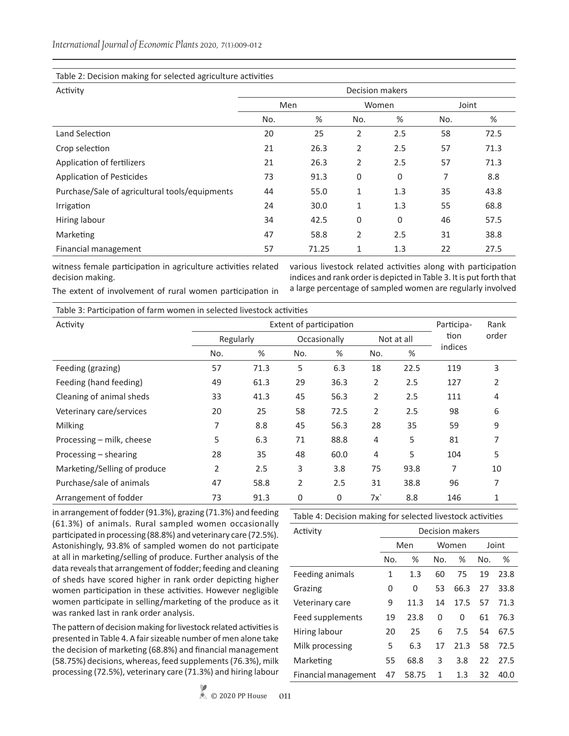Table 2: Decision making for selected agriculture activities

| Activity | Decision makers | | | | | |
|---|---|---|---|---|---|---|
| | Men | | Women | | Joint | |
| | No. | % | No. | % | No. | % |
| Land Selection | 20 | 25 | 2 | 2.5 | 58 | 72.5 |
| Crop selection | 21 | 26.3 | 2 | 2.5 | 57 | 71.3 |
| Application of fertilizers | 21 | 26.3 | 2 | 2.5 | 57 | 71.3 |
| Application of Pesticides | 73 | 91.3 | 0 | 0 | 7 | 8.8 |
| Purchase/Sale of agricultural tools/equipments | 44 | 55.0 | 1 | 1.3 | 35 | 43.8 |
| Irrigation | 24 | 30.0 | 1 | 1.3 | 55 | 68.8 |
| Hiring labour | 34 | 42.5 | 0 | 0 | 46 | 57.5 |
| Marketing | 47 | 58.8 | 2 | 2.5 | 31 | 38.8 |
| Financial management | 57 | 71.25 | 1 | 1.3 | 22 | 27.5 |

witness female participation in agriculture activities related decision making.

The extent of involvement of rural women participation in various livestock related activities along with participation indices and rank order is depicted in Table 3. It is put forth that a large percentage of sampled women are regularly involved in arrangement of fodder (91.3%), grazing (71.3%) and feeding (61.3%) of animals. Rural sampled women occasionally participated in processing (88.8%) and veterinary care (72.5%). Astonishingly, 93.8% of sampled women do not participate at all in marketing/selling of produce. Further analysis of the data reveals that arrangement of fodder; feeding and cleaning of sheds have scored higher in rank order depicting higher women participation in these activities. However negligible women participate in selling/marketing of the produce as it was ranked last in rank order analysis.

Table 3: Participation of farm women in selected livestock activities

| Activity | Extent of participation | | | | | | Participation indices | Rank order |
|---|---|---|---|---|---|---|---|---|
| | Regularly | | Occasionally | | Not at all | | | |
| | No. | % | No. | % | No. | % | | |
| Feeding (grazing) | 57 | 71.3 | 5 | 6.3 | 18 | 22.5 | 119 | 3 |
| Feeding (hand feeding) | 49 | 61.3 | 29 | 36.3 | 2 | 2.5 | 127 | 2 |
| Cleaning of animal sheds | 33 | 41.3 | 45 | 56.3 | 2 | 2.5 | 111 | 4 |
| Veterinary care/services | 20 | 25 | 58 | 72.5 | 2 | 2.5 | 98 | 6 |
| Milking | 7 | 8.8 | 45 | 56.3 | 28 | 35 | 59 | 9 |
| Processing – milk, cheese | 5 | 6.3 | 71 | 88.8 | 4 | 5 | 81 | 7 |
| Processing – shearing | 28 | 35 | 48 | 60.0 | 4 | 5 | 104 | 5 |
| Marketing/Selling of produce | 2 | 2.5 | 3 | 3.8 | 75 | 93.8 | 7 | 10 |
| Purchase/sale of animals | 47 | 58.8 | 2 | 2.5 | 31 | 38.8 | 96 | 7 |
| Arrangement of fodder | 73 | 91.3 | 0 | 0 | 7x` | 8.8 | 146 | 1 |

The pattern of decision making for livestock related activities is presented in Table 4. A fair sizeable number of men alone take the decision of marketing (68.8%) and financial management (58.75%) decisions, whereas, feed supplements (76.3%), milk processing (72.5%), veterinary care (71.3%) and hiring labour

Table 4: Decision making for selected livestock activities

| Activity | Decision makers | | | | | |
|---|---|---|---|---|---|---|
| | Men | | Women | | Joint | |
| | No. | % | No. | % | No. | % |
| Feeding animals | 1 | 1.3 | 60 | 75 | 19 | 23.8 |
| Grazing | 0 | 0 | 53 | 66.3 | 27 | 33.8 |
| Veterinary care | 9 | 11.3 | 14 | 17.5 | 57 | 71.3 |
| Feed supplements | 19 | 23.8 | 0 | 0 | 61 | 76.3 |
| Hiring labour | 20 | 25 | 6 | 7.5 | 54 | 67.5 |
| Milk processing | 5 | 6.3 | 17 | 21.3 | 58 | 72.5 |
| Marketing | 55 | 68.8 | 3 | 3.8 | 22 | 27.5 |
| Financial management | 47 | 58.75 | 1 | 1.3 | 32 | 40.0 |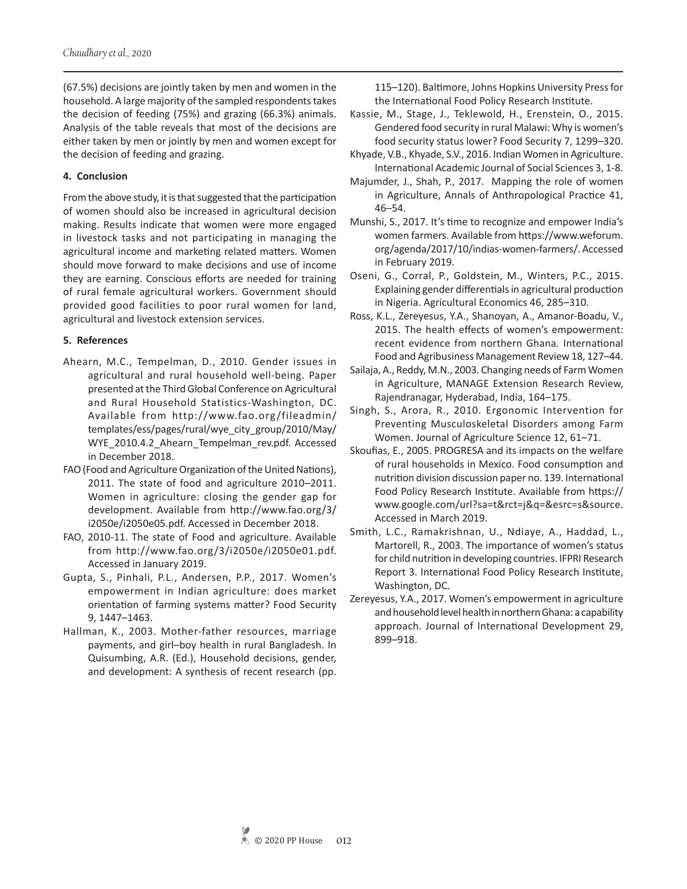(67.5%) decisions are jointly taken by men and women in the household. A large majority of the sampled respondents takes the decision of feeding (75%) and grazing (66.3%) animals. Analysis of the table reveals that most of the decisions are either taken by men or jointly by men and women except for the decision of feeding and grazing.

## 4. Conclusion

From the above study, it is that suggested that the participation of women should also be increased in agricultural decision making. Results indicate that women were more engaged in livestock tasks and not participating in managing the agricultural income and marketing related matters. Women should move forward to make decisions and use of income they are earning. Conscious efforts are needed for training of rural female agricultural workers. Government should provided good facilities to poor rural women for land, agricultural and livestock extension services.

## 5. References

Ahearn, M.C., Tempelman, D., 2010. Gender issues in agricultural and rural household well-being. Paper presented at the Third Global Conference on Agricultural and Rural Household Statistics-Washington, DC. Available from http://www.fao.org/fileadmin/templates/ess/pages/rural/wye_city_group/2010/May/WYE_2010.4.2_Ahearn_Tempelman_rev.pdf. Accessed in December 2018.

FAO (Food and Agriculture Organization of the United Nations), 2011. The state of food and agriculture 2010–2011. Women in agriculture: closing the gender gap for development. Available from http://www.fao.org/3/i2050e/i2050e05.pdf. Accessed in December 2018.

FAO, 2010-11. The state of Food and agriculture. Available from http://www.fao.org/3/i2050e/i2050e01.pdf. Accessed in January 2019.

Gupta, S., Pinhali, P.L., Andersen, P.P., 2017. Women's empowerment in Indian agriculture: does market orientation of farming systems matter? Food Security 9, 1447–1463.

Hallman, K., 2003. Mother-father resources, marriage payments, and girl–boy health in rural Bangladesh. In Quisumbing, A.R. (Ed.), Household decisions, gender, and development: A synthesis of recent research (pp. 115–120). Baltimore, Johns Hopkins University Press for the International Food Policy Research Institute.

Kassie, M., Stage, J., Teklewold, H., Erenstein, O., 2015. Gendered food security in rural Malawi: Why is women's food security status lower? Food Security 7, 1299–320.

Khyade, V.B., Khyade, S.V., 2016. Indian Women in Agriculture. International Academic Journal of Social Sciences 3, 1-8.

Majumder, J., Shah, P., 2017. Mapping the role of women in Agriculture, Annals of Anthropological Practice 41, 46–54.

Munshi, S., 2017. It's time to recognize and empower India's women farmers. Available from https://www.weforum.org/agenda/2017/10/indias-women-farmers/. Accessed in February 2019.

Oseni, G., Corral, P., Goldstein, M., Winters, P.C., 2015. Explaining gender differentials in agricultural production in Nigeria. Agricultural Economics 46, 285–310.

Ross, K.L., Zereyesus, Y.A., Shanoyan, A., Amanor-Boadu, V., 2015. The health effects of women's empowerment: recent evidence from northern Ghana. International Food and Agribusiness Management Review 18, 127–44.

Sailaja, A., Reddy, M.N., 2003. Changing needs of Farm Women in Agriculture, MANAGE Extension Research Review, Rajendranagar, Hyderabad, India, 164–175.

Singh, S., Arora, R., 2010. Ergonomic Intervention for Preventing Musculoskeletal Disorders among Farm Women. Journal of Agriculture Science 12, 61–71.

Skoufias, E., 2005. PROGRESA and its impacts on the welfare of rural households in Mexico. Food consumption and nutrition division discussion paper no. 139. International Food Policy Research Institute. Available from https://www.google.com/url?sa=t&rct=j&q=&esrc=s&source. Accessed in March 2019.

Smith, L.C., Ramakrishnan, U., Ndiaye, A., Haddad, L., Martorell, R., 2003. The importance of women's status for child nutrition in developing countries. IFPRI Research Report 3. International Food Policy Research Institute, Washington, DC.

Zereyesus, Y.A., 2017. Women's empowerment in agriculture and household level health in northern Ghana: a capability approach. Journal of International Development 29, 899–918.